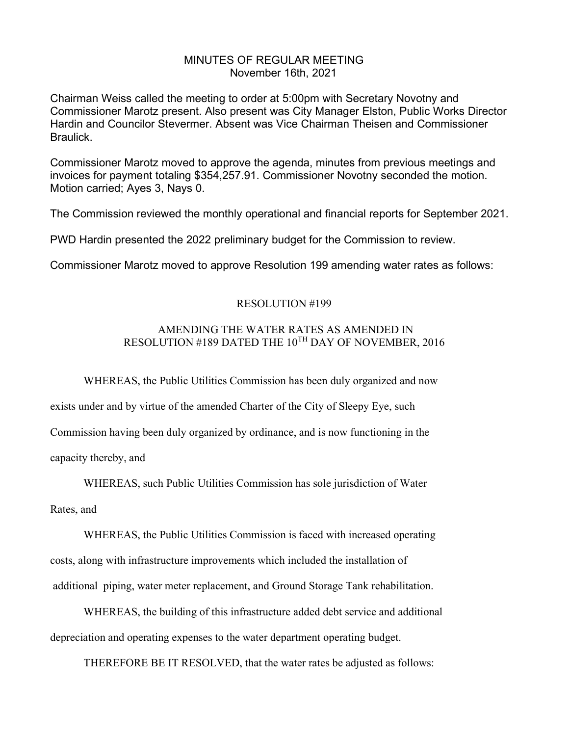# MINUTES OF REGULAR MEETING
November 16th, 2021

Chairman Weiss called the meeting to order at 5:00pm with Secretary Novotny and Commissioner Marotz present. Also present was City Manager Elston, Public Works Director Hardin and Councilor Stevermer. Absent was Vice Chairman Theisen and Commissioner Braulick.

Commissioner Marotz moved to approve the agenda, minutes from previous meetings and invoices for payment totaling $354,257.91. Commissioner Novotny seconded the motion. Motion carried; Ayes 3, Nays 0.

The Commission reviewed the monthly operational and financial reports for September 2021.

PWD Hardin presented the 2022 preliminary budget for the Commission to review.

Commissioner Marotz moved to approve Resolution 199 amending water rates as follows:

## RESOLUTION #199

### AMENDING THE WATER RATES AS AMENDED IN RESOLUTION #189 DATED THE 10TH DAY OF NOVEMBER, 2016

WHEREAS, the Public Utilities Commission has been duly organized and now exists under and by virtue of the amended Charter of the City of Sleepy Eye, such Commission having been duly organized by ordinance, and is now functioning in the capacity thereby, and

WHEREAS, such Public Utilities Commission has sole jurisdiction of Water Rates, and

WHEREAS, the Public Utilities Commission is faced with increased operating costs, along with infrastructure improvements which included the installation of additional piping, water meter replacement, and Ground Storage Tank rehabilitation.

WHEREAS, the building of this infrastructure added debt service and additional depreciation and operating expenses to the water department operating budget.

THEREFORE BE IT RESOLVED, that the water rates be adjusted as follows: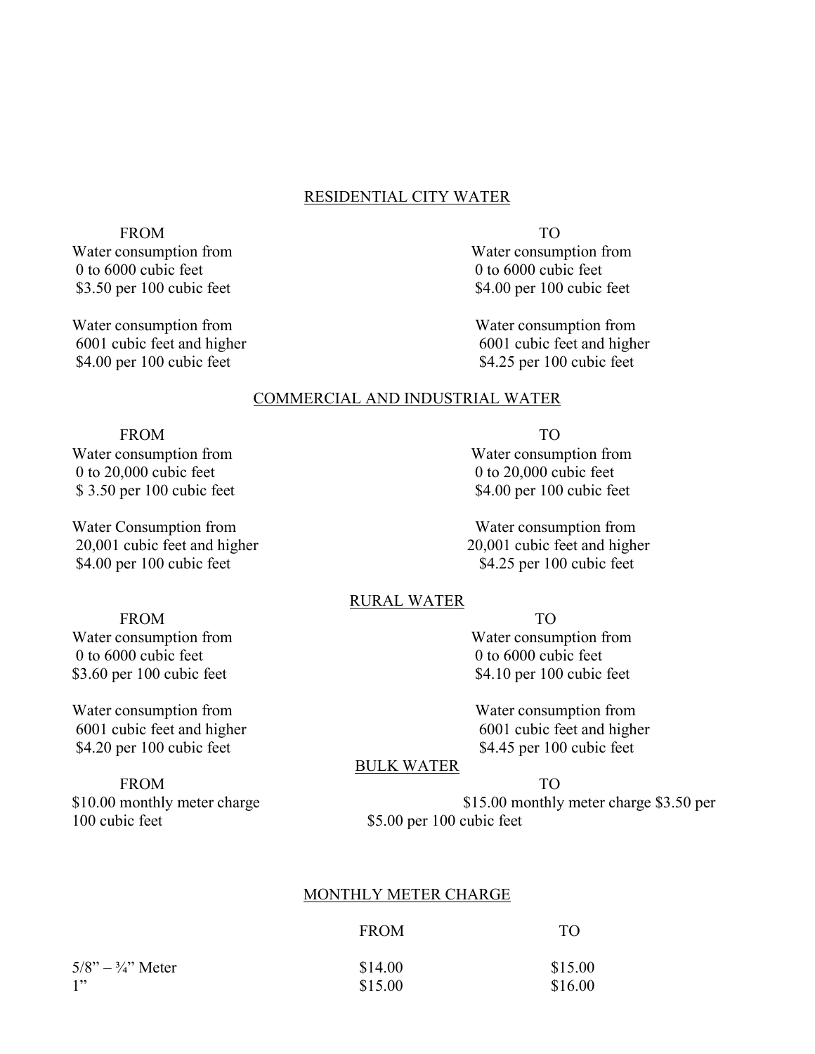## RESIDENTIAL CITY WATER

| FROM | TO |
|---|---|
| Water consumption from<br>0 to 6000 cubic feet<br>$3.50 per 100 cubic feet | Water consumption from<br>0 to 6000 cubic feet<br>$4.00 per 100 cubic feet |
| Water consumption from<br>6001 cubic feet and higher<br>$4.00 per 100 cubic feet | Water consumption from<br>6001 cubic feet and higher<br>$4.25 per 100 cubic feet |

## COMMERCIAL AND INDUSTRIAL WATER

| FROM | TO |
|---|---|
| Water consumption from<br>0 to 20,000 cubic feet<br>$ 3.50 per 100 cubic feet | Water consumption from<br>0 to 20,000 cubic feet<br>$4.00 per 100 cubic feet |
| Water Consumption from<br>20,001 cubic feet and higher<br>$4.00 per 100 cubic feet | Water consumption from<br>20,001 cubic feet and higher<br>$4.25 per 100 cubic feet |

## RURAL WATER

| FROM | TO |
|---|---|
| Water consumption from<br>0 to 6000 cubic feet<br>$3.60 per 100 cubic feet | Water consumption from<br>0 to 6000 cubic feet<br>$4.10 per 100 cubic feet |
| Water consumption from<br>6001 cubic feet and higher<br>$4.20 per 100 cubic feet | Water consumption from<br>6001 cubic feet and higher<br>$4.45 per 100 cubic feet |

## BULK WATER

| FROM | TO |
|---|---|
| $10.00 monthly meter charge $3.50 per 100 cubic feet | $15.00 monthly meter charge<br>$5.00 per 100 cubic feet |

## MONTHLY METER CHARGE

| | FROM | TO |
|---|---|---|
| 5/8" – ¾" Meter | $14.00 | $15.00 |
| 1" | $15.00 | $16.00 |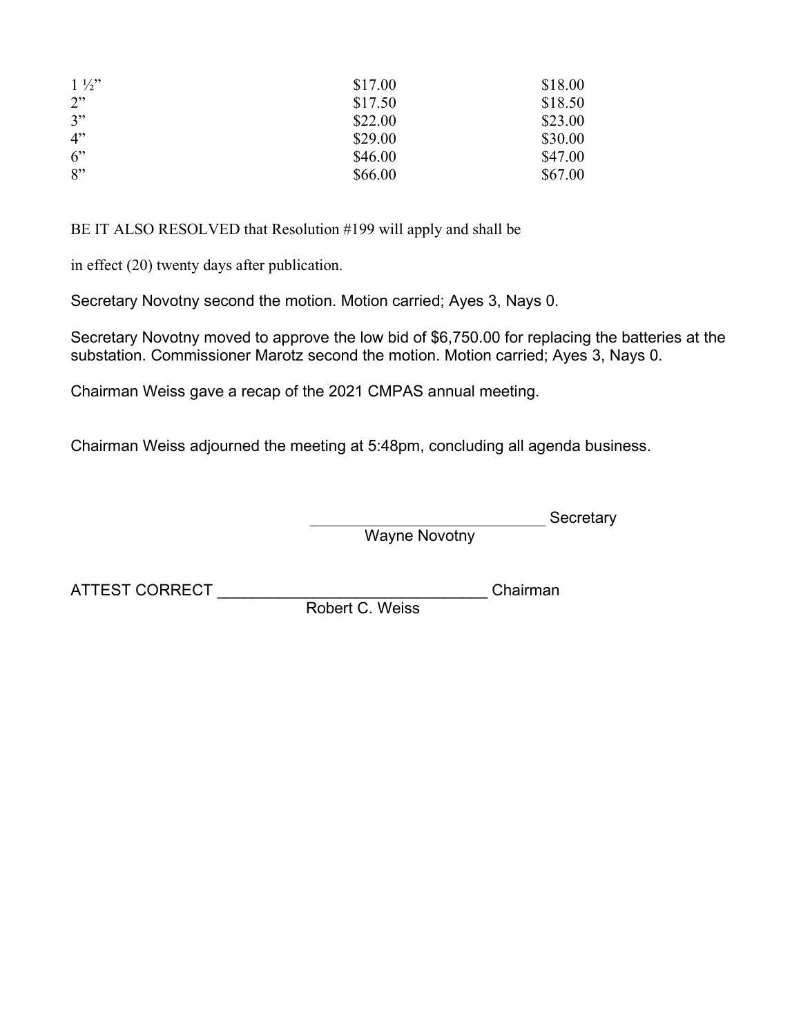| | | |
|---|---|---|
| 1 ½" | $17.00 | $18.00 |
| 2" | $17.50 | $18.50 |
| 3" | $22.00 | $23.00 |
| 4" | $29.00 | $30.00 |
| 6" | $46.00 | $47.00 |
| 8" | $66.00 | $67.00 |

BE IT ALSO RESOLVED that Resolution #199 will apply and shall be

in effect (20) twenty days after publication.

Secretary Novotny second the motion. Motion carried; Ayes 3, Nays 0.

Secretary Novotny moved to approve the low bid of $6,750.00 for replacing the batteries at the substation. Commissioner Marotz second the motion. Motion carried; Ayes 3, Nays 0.

Chairman Weiss gave a recap of the 2021 CMPAS annual meeting.

Chairman Weiss adjourned the meeting at 5:48pm, concluding all agenda business.

___________________________ Secretary
Wayne Novotny

ATTEST CORRECT ______________________________ Chairman
Robert C. Weiss